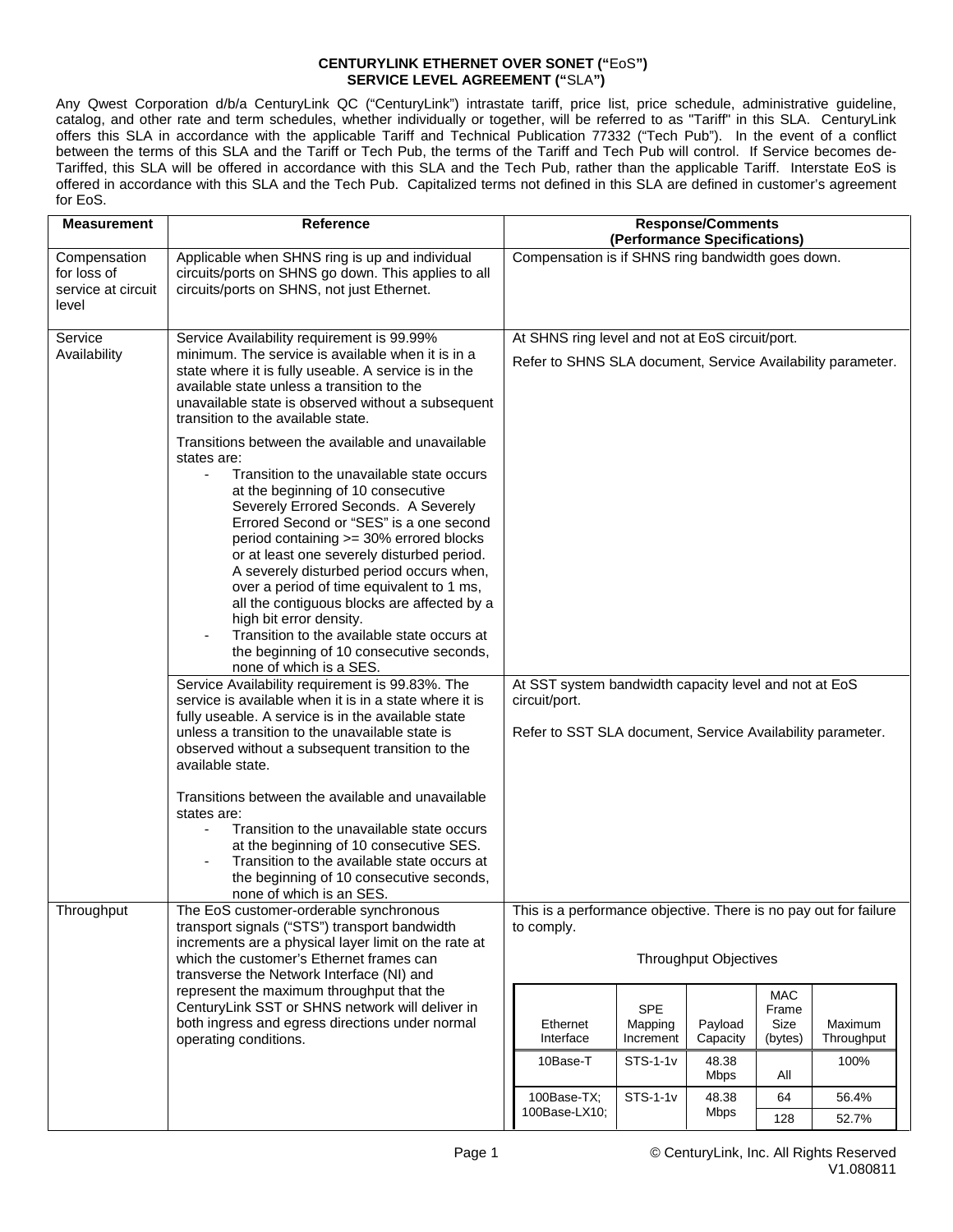# CENTURYLINK ETHERNET OVER SONET ("EoS")
# SERVICE LEVEL AGREEMENT ("SLA")

Any Qwest Corporation d/b/a CenturyLink QC ("CenturyLink") intrastate tariff, price list, price schedule, administrative guideline, catalog, and other rate and term schedules, whether individually or together, will be referred to as "Tariff" in this SLA. CenturyLink offers this SLA in accordance with the applicable Tariff and Technical Publication 77332 ("Tech Pub"). In the event of a conflict between the terms of this SLA and the Tariff or Tech Pub, the terms of the Tariff and Tech Pub will control. If Service becomes de-Tariffed, this SLA will be offered in accordance with this SLA and the Tech Pub, rather than the applicable Tariff. Interstate EoS is offered in accordance with this SLA and the Tech Pub. Capitalized terms not defined in this SLA are defined in customer's agreement for EoS.

| Measurement | Reference | Response/Comments (Performance Specifications) |
|---|---|---|
| Compensation for loss of service at circuit level | Applicable when SHNS ring is up and individual circuits/ports on SHNS go down. This applies to all circuits/ports on SHNS, not just Ethernet. | Compensation is if SHNS ring bandwidth goes down. |
| Service Availability | Service Availability requirement is 99.99% minimum. The service is available when it is in a state where it is fully useable. A service is in the available state unless a transition to the unavailable state is observed without a subsequent transition to the available state.<br><br>Transitions between the available and unavailable states are:<br>- Transition to the unavailable state occurs at the beginning of 10 consecutive Severely Errored Seconds. A Severely Errored Second or "SES" is a one second period containing >= 30% errored blocks or at least one severely disturbed period. A severely disturbed period occurs when, over a period of time equivalent to 1 ms, all the contiguous blocks are affected by a high bit error density.<br>- Transition to the available state occurs at the beginning of 10 consecutive seconds, none of which is a SES. | At SHNS ring level and not at EoS circuit/port.<br><br>Refer to SHNS SLA document, Service Availability parameter. |
| | Service Availability requirement is 99.83%. The service is available when it is in a state where it is fully useable. A service is in the available state unless a transition to the unavailable state is observed without a subsequent transition to the available state.<br><br>Transitions between the available and unavailable states are:<br>- Transition to the unavailable state occurs at the beginning of 10 consecutive SES.<br>- Transition to the available state occurs at the beginning of 10 consecutive seconds, none of which is an SES. | At SST system bandwidth capacity level and not at EoS circuit/port.<br><br>Refer to SST SLA document, Service Availability parameter. |
| Throughput | The EoS customer-orderable synchronous transport signals ("STS") transport bandwidth increments are a physical layer limit on the rate at which the customer's Ethernet frames can transverse the Network Interface (NI) and represent the maximum throughput that the CenturyLink SST or SHNS network will deliver in both ingress and egress directions under normal operating conditions. | This is a performance objective. There is no pay out for failure to comply.<br><br>Throughput Objectives (see table below) |

**Throughput Objectives**

| Ethernet Interface | SPE Mapping Increment | Payload Capacity | MAC Frame Size (bytes) | Maximum Throughput |
|---|---|---|---|---|
| 10Base-T | STS-1-1v | 48.38 Mbps | All | 100% |
| 100Base-TX; 100Base-LX10; | STS-1-1v | 48.38 Mbps | 64 | 56.4% |
| | | | 128 | 52.7% |

© CenturyLink, Inc. All Rights Reserved
V1.080811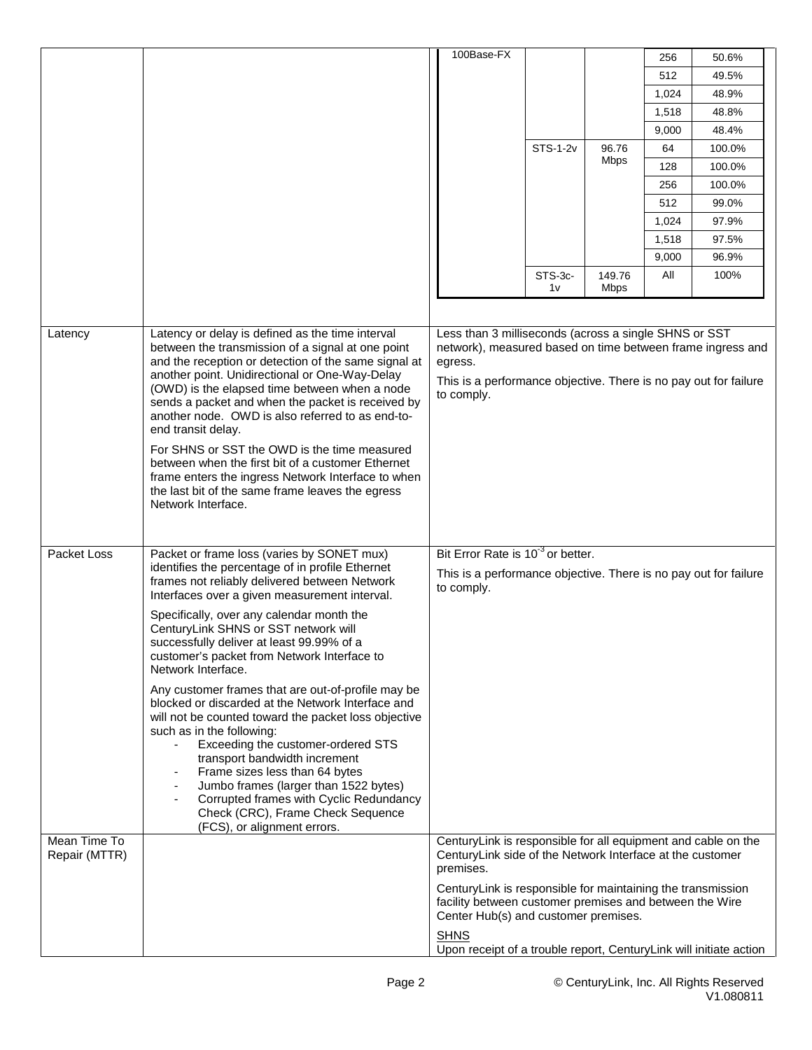| | | | | | | |
|---|---|---|---|---|---|---|
| | | 100Base-FX | | | 256 | 50.6% |
| | | | | | 512 | 49.5% |
| | | | | | 1,024 | 48.9% |
| | | | | | 1,518 | 48.8% |
| | | | | | 9,000 | 48.4% |
| | | | STS-1-2v | 96.76 Mbps | 64 | 100.0% |
| | | | | | 128 | 100.0% |
| | | | | | 256 | 100.0% |
| | | | | | 512 | 99.0% |
| | | | | | 1,024 | 97.9% |
| | | | | | 1,518 | 97.5% |
| | | | | | 9,000 | 96.9% |
| | | | STS-3c-1v | 149.76 Mbps | All | 100% |

| | | |
|---|---|---|
| Latency | Latency or delay is defined as the time interval between the transmission of a signal at one point and the reception or detection of the same signal at another point. Unidirectional or One-Way-Delay (OWD) is the elapsed time between when a node sends a packet and when the packet is received by another node. OWD is also referred to as end-to-end transit delay.<br><br>For SHNS or SST the OWD is the time measured between when the first bit of a customer Ethernet frame enters the ingress Network Interface to when the last bit of the same frame leaves the egress Network Interface. | Less than 3 milliseconds (across a single SHNS or SST network), measured based on time between frame ingress and egress.<br><br>This is a performance objective. There is no pay out for failure to comply. |
| Packet Loss | Packet or frame loss (varies by SONET mux) identifies the percentage of in profile Ethernet frames not reliably delivered between Network Interfaces over a given measurement interval.<br><br>Specifically, over any calendar month the CenturyLink SHNS or SST network will successfully deliver at least 99.99% of a customer's packet from Network Interface to Network Interface.<br><br>Any customer frames that are out-of-profile may be blocked or discarded at the Network Interface and will not be counted toward the packet loss objective such as in the following:<br>- Exceeding the customer-ordered STS transport bandwidth increment<br>- Frame sizes less than 64 bytes<br>- Jumbo frames (larger than 1522 bytes)<br>- Corrupted frames with Cyclic Redundancy Check (CRC), Frame Check Sequence (FCS), or alignment errors. | Bit Error Rate is $10^{-3}$ or better.<br><br>This is a performance objective. There is no pay out for failure to comply. |
| Mean Time To Repair (MTTR) | | CenturyLink is responsible for all equipment and cable on the CenturyLink side of the Network Interface at the customer premises.<br><br>CenturyLink is responsible for maintaining the transmission facility between customer premises and between the Wire Center Hub(s) and customer premises.<br><br>SHNS<br>Upon receipt of a trouble report, CenturyLink will initiate action |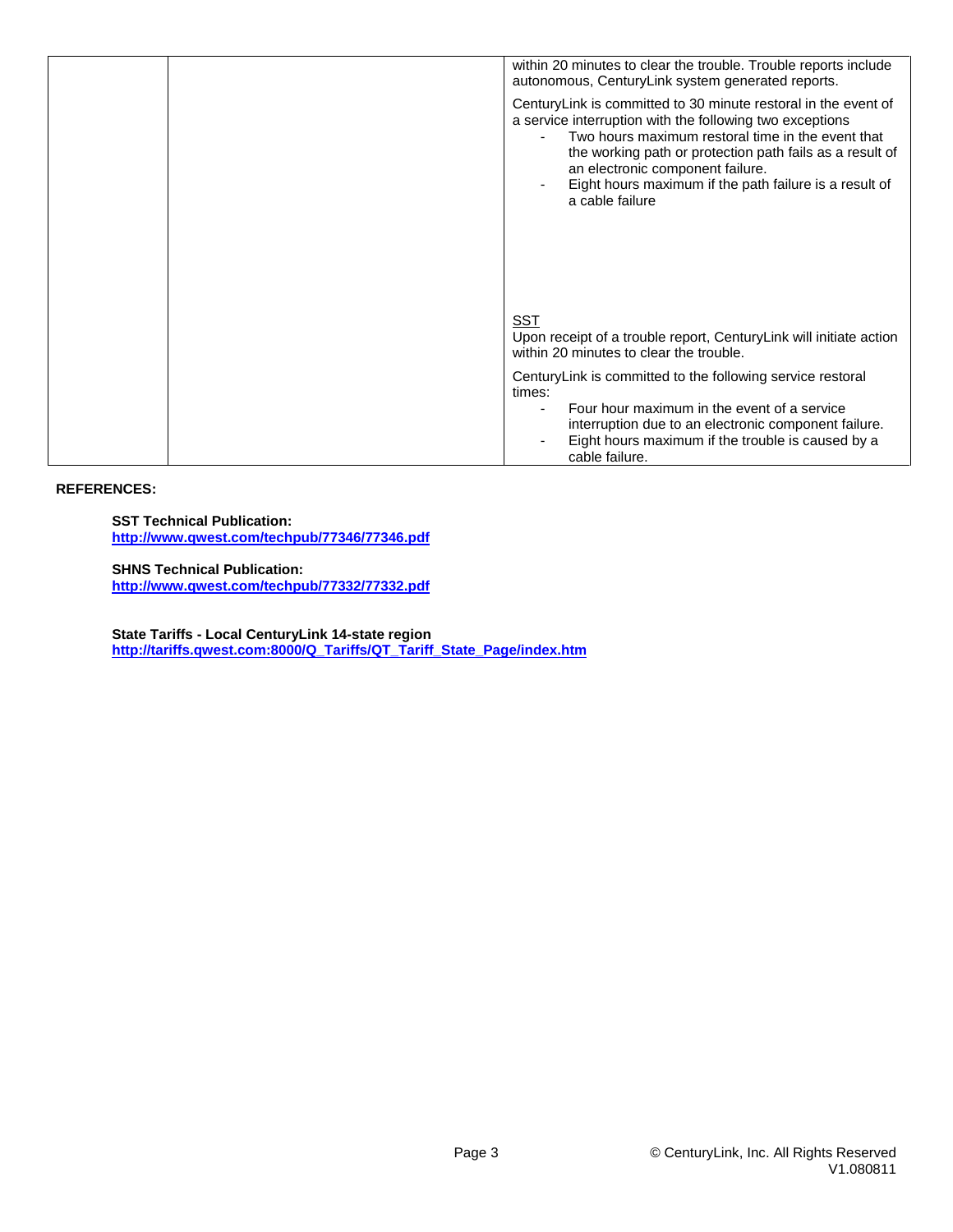| | | |
|---|---|---|
| | | within 20 minutes to clear the trouble. Trouble reports include autonomous, CenturyLink system generated reports.<br><br>CenturyLink is committed to 30 minute restoral in the event of a service interruption with the following two exceptions<br>- Two hours maximum restoral time in the event that the working path or protection path fails as a result of an electronic component failure.<br>- Eight hours maximum if the path failure is a result of a cable failure<br><br>SST<br>Upon receipt of a trouble report, CenturyLink will initiate action within 20 minutes to clear the trouble.<br><br>CenturyLink is committed to the following service restoral times:<br>- Four hour maximum in the event of a service interruption due to an electronic component failure.<br>- Eight hours maximum if the trouble is caused by a cable failure. |

**REFERENCES:**

**SST Technical Publication:**
**[http://www.qwest.com/techpub/77346/77346.pdf](http://www.qwest.com/techpub/77346/77346.pdf)**

**SHNS Technical Publication:**
**[http://www.qwest.com/techpub/77332/77332.pdf](http://www.qwest.com/techpub/77332/77332.pdf)**

**State Tariffs - Local CenturyLink 14-state region**
**[http://tariffs.qwest.com:8000/Q_Tariffs/QT_Tariff_State_Page/index.htm](http://tariffs.qwest.com:8000/Q_Tariffs/QT_Tariff_State_Page/index.htm)**

© CenturyLink, Inc. All Rights Reserved
V1.080811